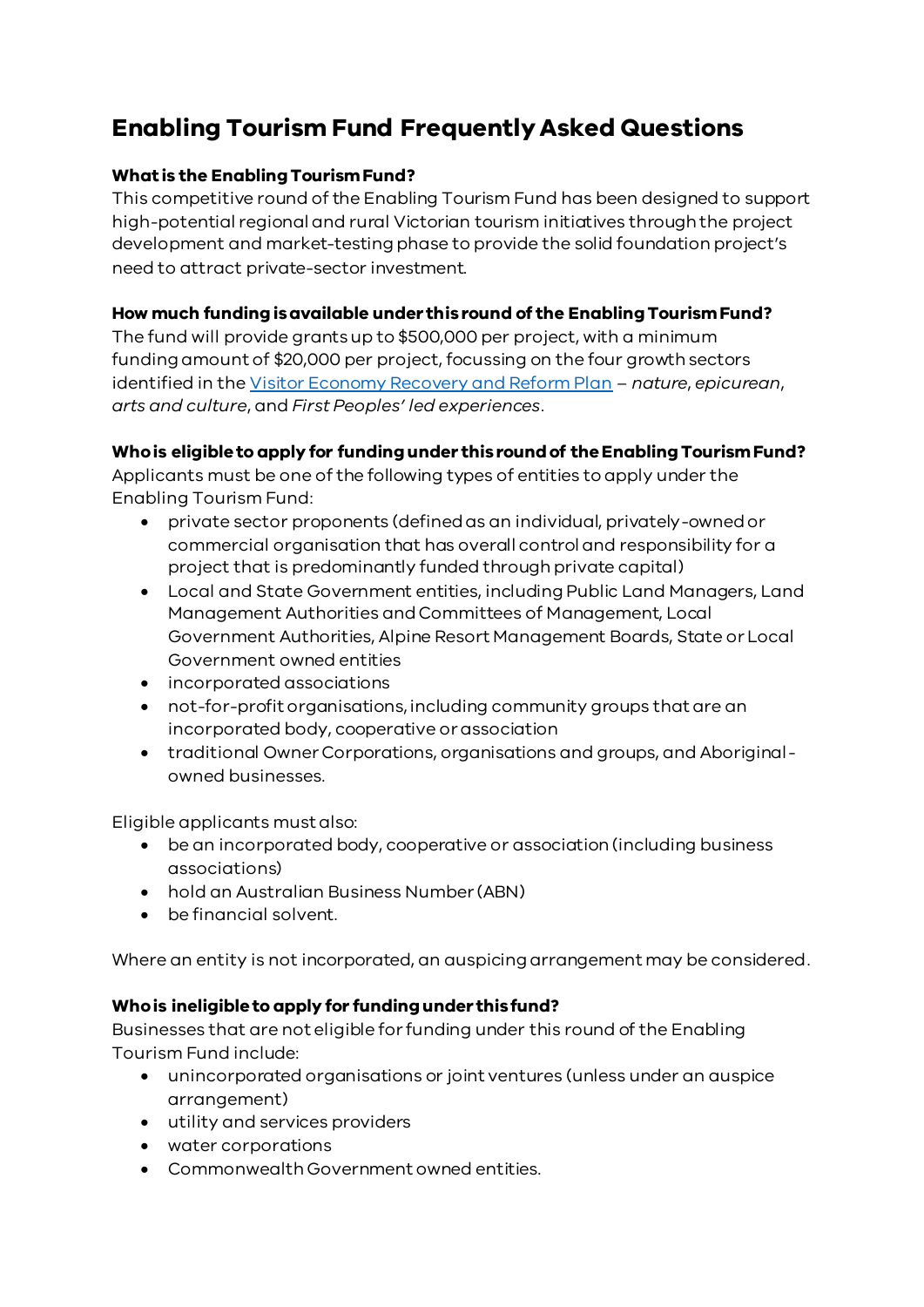# Enabling Tourism Fund Frequently Asked Questions

**What is the Enabling Tourism Fund?**

This competitive round of the Enabling Tourism Fund has been designed to support high-potential regional and rural Victorian tourism initiatives through the project development and market-testing phase to provide the solid foundation project's need to attract private-sector investment.

**How much funding is available under this round of the Enabling Tourism Fund?**

The fund will provide grants up to $500,000 per project, with a minimum funding amount of $20,000 per project, focussing on the four growth sectors identified in the [Visitor Economy Recovery and Reform Plan](#) – *nature*, *epicurean*, *arts and culture*, and *First Peoples' led experiences*.

**Who is eligible to apply for funding under this round of the Enabling Tourism Fund?**

Applicants must be one of the following types of entities to apply under the Enabling Tourism Fund:

- private sector proponents (defined as an individual, privately-owned or commercial organisation that has overall control and responsibility for a project that is predominantly funded through private capital)
- Local and State Government entities, including Public Land Managers, Land Management Authorities and Committees of Management, Local Government Authorities, Alpine Resort Management Boards, State or Local Government owned entities
- incorporated associations
- not-for-profit organisations, including community groups that are an incorporated body, cooperative or association
- traditional Owner Corporations, organisations and groups, and Aboriginal-owned businesses.

Eligible applicants must also:

- be an incorporated body, cooperative or association (including business associations)
- hold an Australian Business Number (ABN)
- be financial solvent.

Where an entity is not incorporated, an auspicing arrangement may be considered.

**Who is ineligible to apply for funding under this fund?**

Businesses that are not eligible for funding under this round of the Enabling Tourism Fund include:

- unincorporated organisations or joint ventures (unless under an auspice arrangement)
- utility and services providers
- water corporations
- Commonwealth Government owned entities.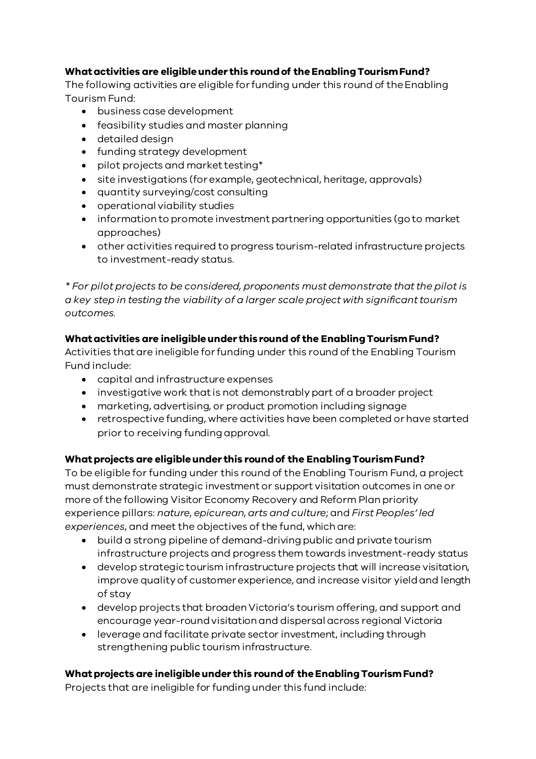**What activities are eligible under this round of the Enabling Tourism Fund?**

The following activities are eligible for funding under this round of the Enabling Tourism Fund:

- business case development
- feasibility studies and master planning
- detailed design
- funding strategy development
- pilot projects and market testing*
- site investigations (for example, geotechnical, heritage, approvals)
- quantity surveying/cost consulting
- operational viability studies
- information to promote investment partnering opportunities (go to market approaches)
- other activities required to progress tourism-related infrastructure projects to investment-ready status.

*\* For pilot projects to be considered, proponents must demonstrate that the pilot is a key step in testing the viability of a larger scale project with significant tourism outcomes.*

**What activities are ineligible under this round of the Enabling Tourism Fund?**

Activities that are ineligible for funding under this round of the Enabling Tourism Fund include:

- capital and infrastructure expenses
- investigative work that is not demonstrably part of a broader project
- marketing, advertising, or product promotion including signage
- retrospective funding, where activities have been completed or have started prior to receiving funding approval.

**What projects are eligible under this round of the Enabling Tourism Fund?**

To be eligible for funding under this round of the Enabling Tourism Fund, a project must demonstrate strategic investment or support visitation outcomes in one or more of the following Visitor Economy Recovery and Reform Plan priority experience pillars: *nature*, *epicurean*, *arts and culture*; and *First Peoples' led experiences*, and meet the objectives of the fund, which are:

- build a strong pipeline of demand-driving public and private tourism infrastructure projects and progress them towards investment-ready status
- develop strategic tourism infrastructure projects that will increase visitation, improve quality of customer experience, and increase visitor yield and length of stay
- develop projects that broaden Victoria's tourism offering, and support and encourage year-round visitation and dispersal across regional Victoria
- leverage and facilitate private sector investment, including through strengthening public tourism infrastructure.

**What projects are ineligible under this round of the Enabling Tourism Fund?**

Projects that are ineligible for funding under this fund include: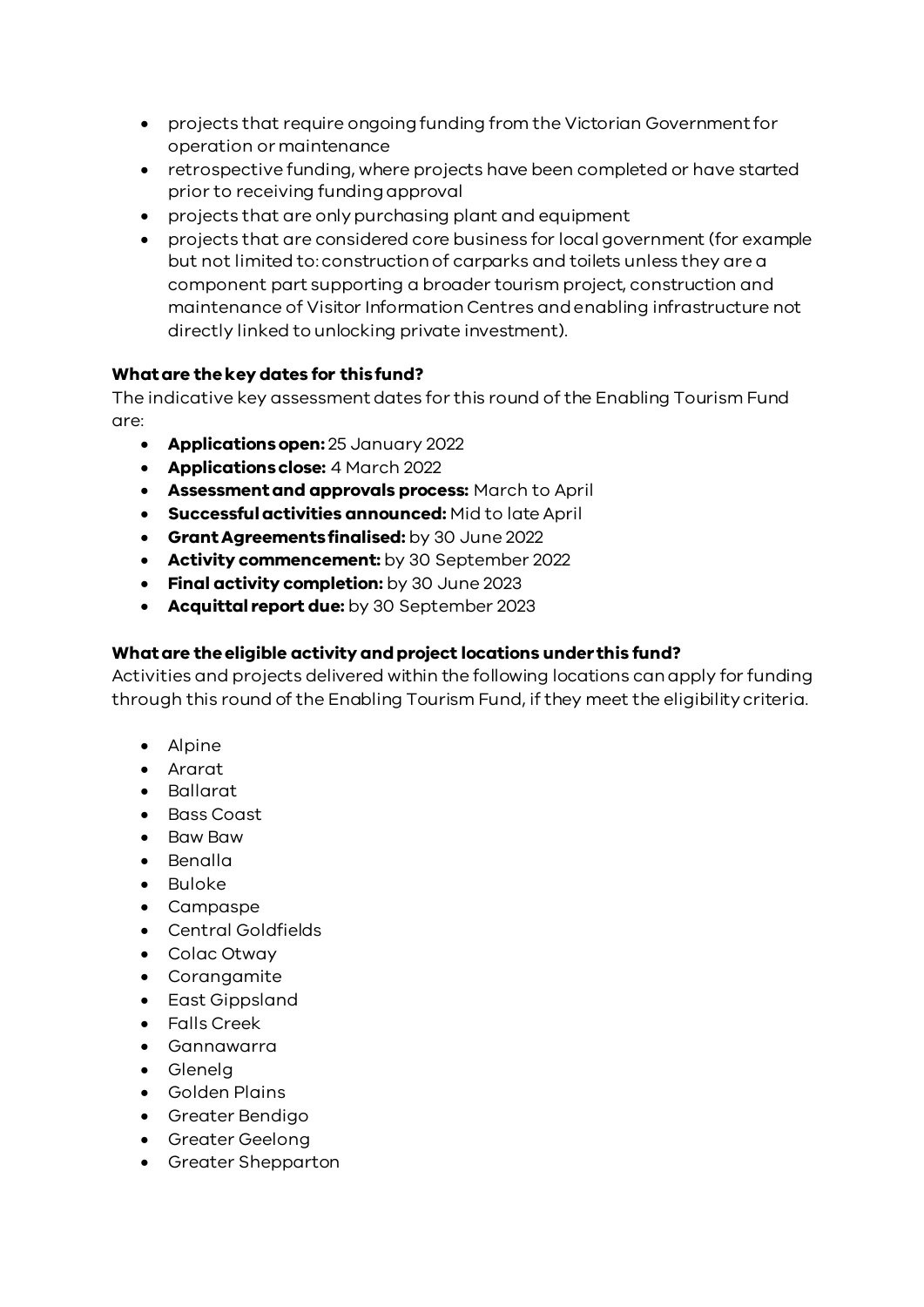- projects that require ongoing funding from the Victorian Government for operation or maintenance
- retrospective funding, where projects have been completed or have started prior to receiving funding approval
- projects that are only purchasing plant and equipment
- projects that are considered core business for local government (for example but not limited to: construction of carparks and toilets unless they are a component part supporting a broader tourism project, construction and maintenance of Visitor Information Centres and enabling infrastructure not directly linked to unlocking private investment).

**What are the key dates for this fund?**

The indicative key assessment dates for this round of the Enabling Tourism Fund are:

- **Applications open:** 25 January 2022
- **Applications close:** 4 March 2022
- **Assessment and approvals process:** March to April
- **Successful activities announced:** Mid to late April
- **Grant Agreements finalised:** by 30 June 2022
- **Activity commencement:** by 30 September 2022
- **Final activity completion:** by 30 June 2023
- **Acquittal report due:** by 30 September 2023

**What are the eligible activity and project locations under this fund?**

Activities and projects delivered within the following locations can apply for funding through this round of the Enabling Tourism Fund, if they meet the eligibility criteria.

- Alpine
- Ararat
- Ballarat
- Bass Coast
- Baw Baw
- Benalla
- Buloke
- Campaspe
- Central Goldfields
- Colac Otway
- Corangamite
- East Gippsland
- Falls Creek
- Gannawarra
- Glenelg
- Golden Plains
- Greater Bendigo
- Greater Geelong
- Greater Shepparton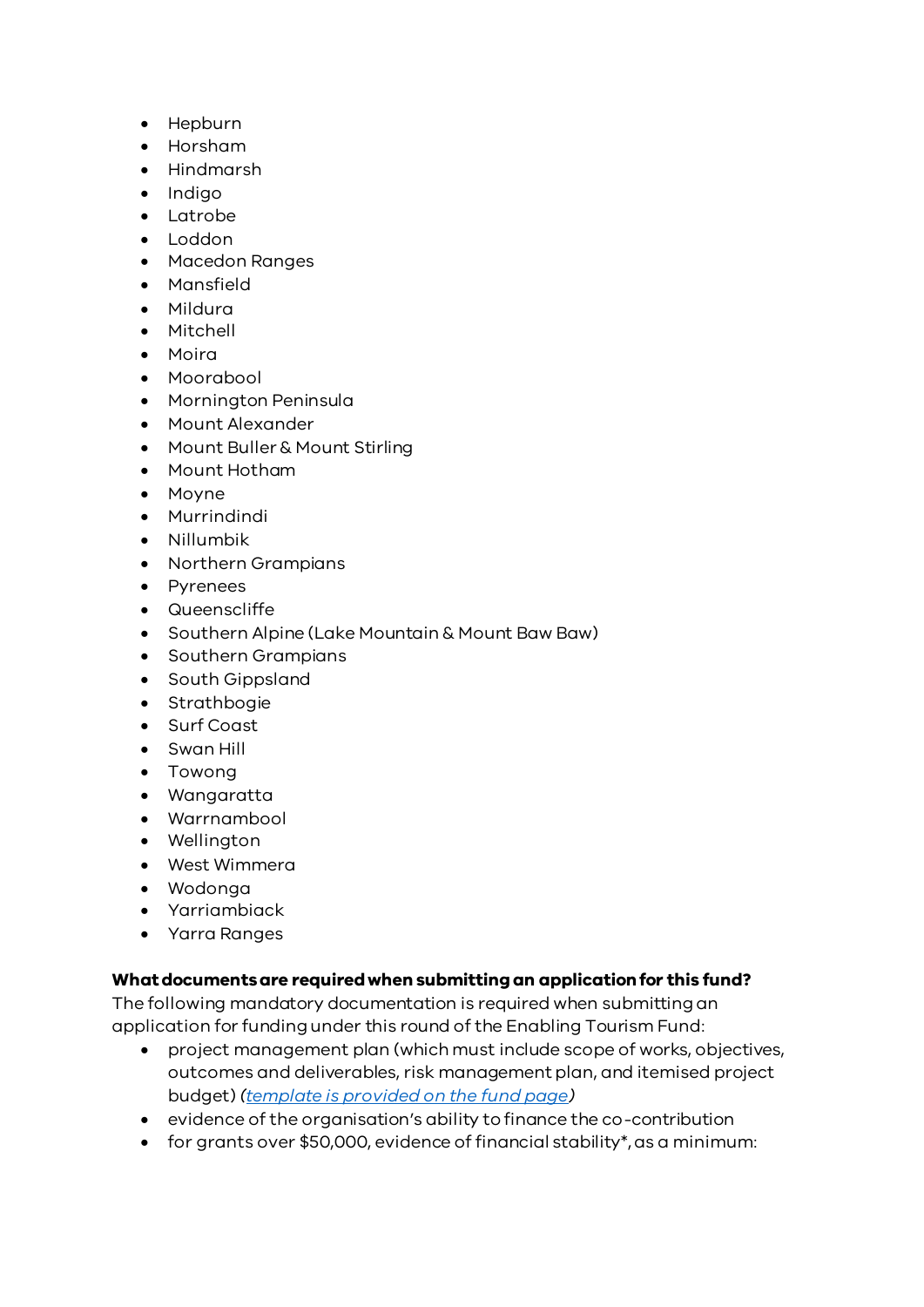- Hepburn
- Horsham
- Hindmarsh
- Indigo
- Latrobe
- Loddon
- Macedon Ranges
- Mansfield
- Mildura
- Mitchell
- Moira
- Moorabool
- Mornington Peninsula
- Mount Alexander
- Mount Buller & Mount Stirling
- Mount Hotham
- Moyne
- Murrindindi
- Nillumbik
- Northern Grampians
- Pyrenees
- Queenscliffe
- Southern Alpine (Lake Mountain & Mount Baw Baw)
- Southern Grampians
- South Gippsland
- Strathbogie
- Surf Coast
- Swan Hill
- Towong
- Wangaratta
- Warrnambool
- Wellington
- West Wimmera
- Wodonga
- Yarriambiack
- Yarra Ranges

**What documents are required when submitting an application for this fund?**

The following mandatory documentation is required when submitting an application for funding under this round of the Enabling Tourism Fund:

- project management plan (which must include scope of works, objectives, outcomes and deliverables, risk management plan, and itemised project budget) *(template is provided on the fund page)*
- evidence of the organisation's ability to finance the co-contribution
- for grants over $50,000, evidence of financial stability*, as a minimum: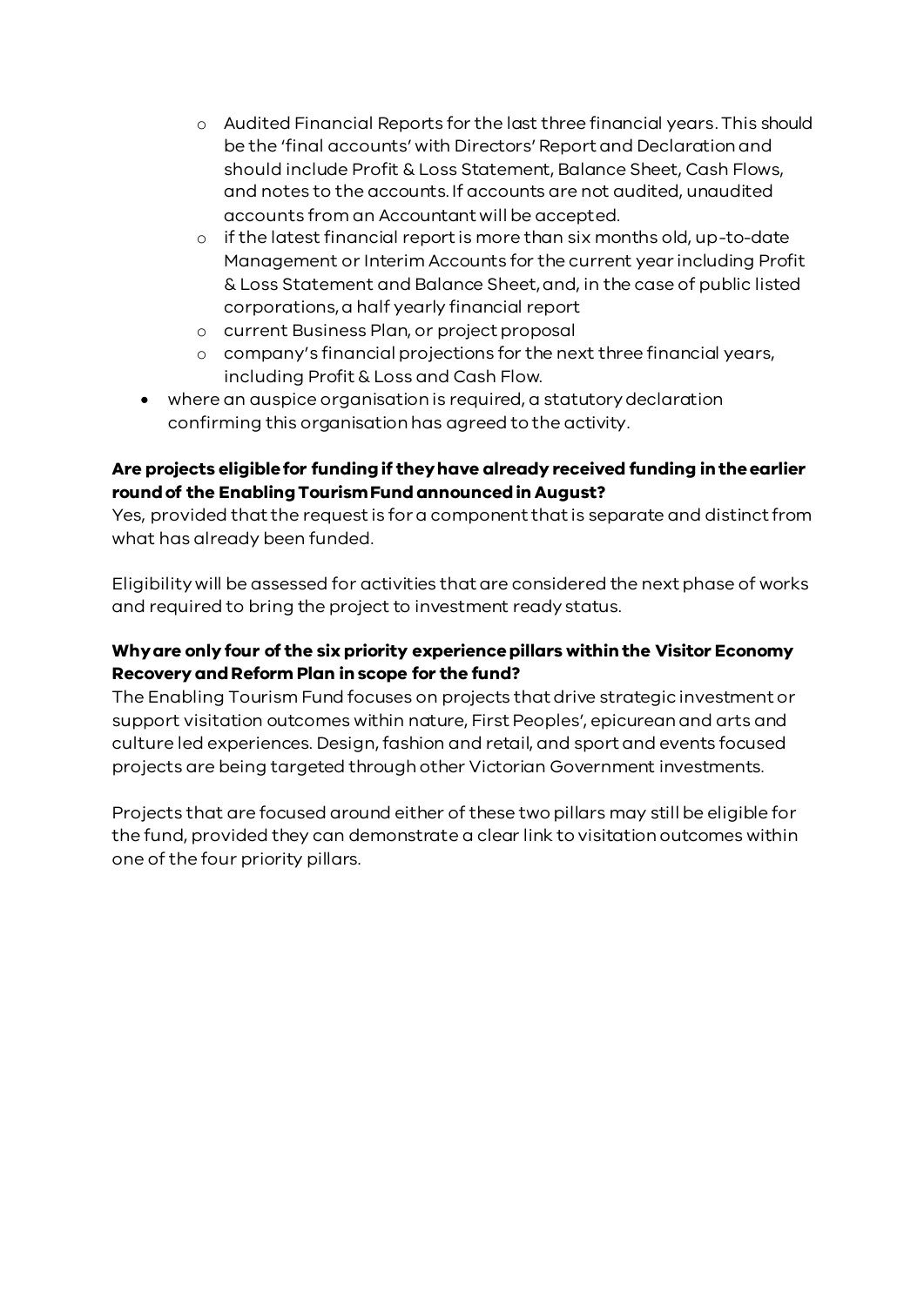- Audited Financial Reports for the last three financial years. This should be the 'final accounts' with Directors' Report and Declaration and should include Profit & Loss Statement, Balance Sheet, Cash Flows, and notes to the accounts. If accounts are not audited, unaudited accounts from an Accountant will be accepted.
  - if the latest financial report is more than six months old, up-to-date Management or Interim Accounts for the current year including Profit & Loss Statement and Balance Sheet, and, in the case of public listed corporations, a half yearly financial report
  - current Business Plan, or project proposal
  - company's financial projections for the next three financial years, including Profit & Loss and Cash Flow.
- where an auspice organisation is required, a statutory declaration confirming this organisation has agreed to the activity.

**Are projects eligible for funding if they have already received funding in the earlier round of the Enabling Tourism Fund announced in August?**

Yes, provided that the request is for a component that is separate and distinct from what has already been funded.

Eligibility will be assessed for activities that are considered the next phase of works and required to bring the project to investment ready status.

**Why are only four of the six priority experience pillars within the Visitor Economy Recovery and Reform Plan in scope for the fund?**

The Enabling Tourism Fund focuses on projects that drive strategic investment or support visitation outcomes within nature, First Peoples', epicurean and arts and culture led experiences. Design, fashion and retail, and sport and events focused projects are being targeted through other Victorian Government investments.

Projects that are focused around either of these two pillars may still be eligible for the fund, provided they can demonstrate a clear link to visitation outcomes within one of the four priority pillars.